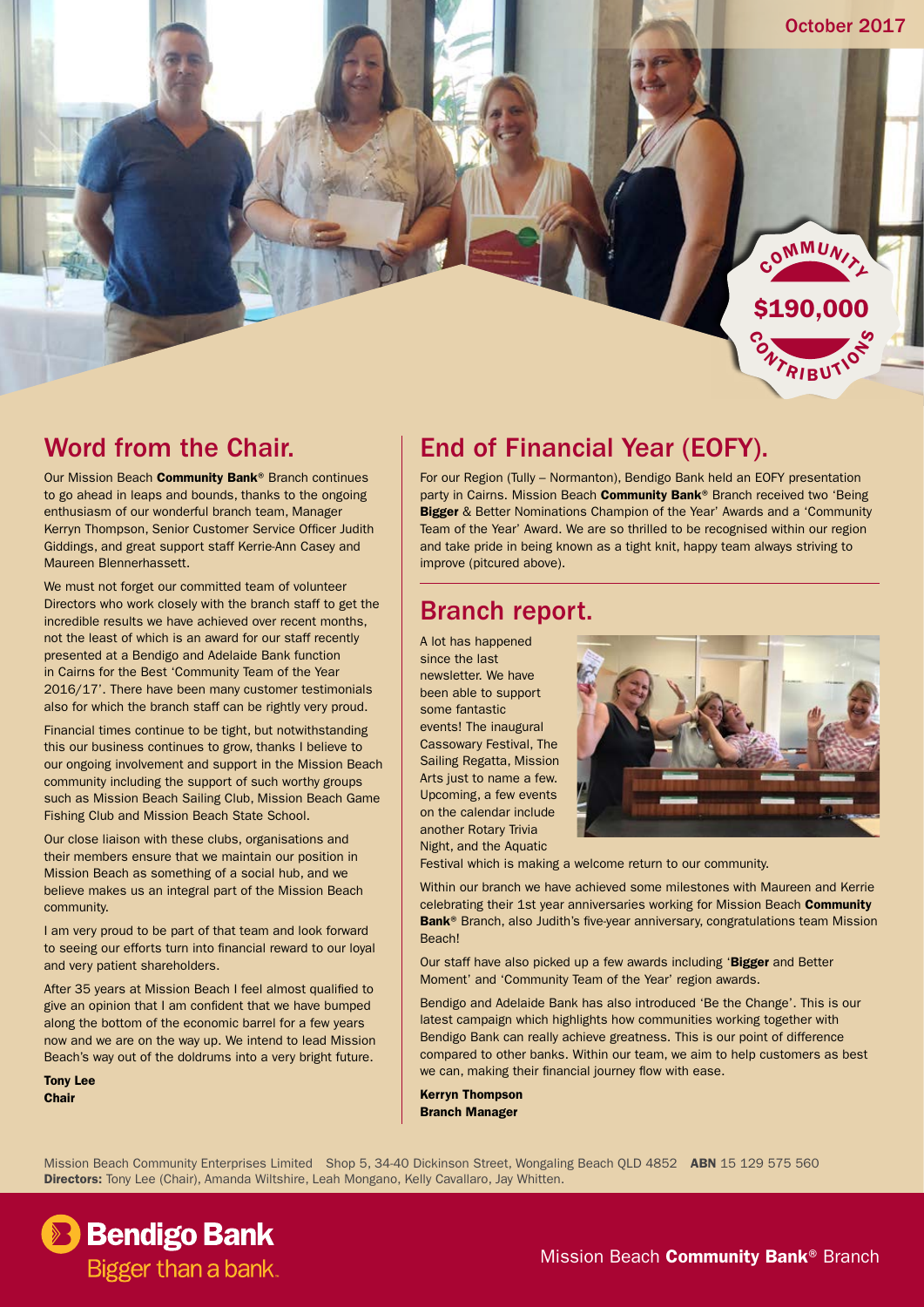October 2017

COMMUNITY **$190,000** CONTRIBUTIONS

## Word from the Chair.

Our Mission Beach **Community Bank®** Branch continues to go ahead in leaps and bounds, thanks to the ongoing enthusiasm of our wonderful branch team, Manager Kerryn Thompson, Senior Customer Service Officer Judith Giddings, and great support staff Kerrie-Ann Casey and Maureen Blennerhassett.

We must not forget our committed team of volunteer Directors who work closely with the branch staff to get the incredible results we have achieved over recent months, not the least of which is an award for our staff recently presented at a Bendigo and Adelaide Bank function in Cairns for the Best 'Community Team of the Year 2016/17'. There have been many customer testimonials also for which the branch staff can be rightly very proud.

Financial times continue to be tight, but notwithstanding this our business continues to grow, thanks I believe to our ongoing involvement and support in the Mission Beach community including the support of such worthy groups such as Mission Beach Sailing Club, Mission Beach Game Fishing Club and Mission Beach State School.

Our close liaison with these clubs, organisations and their members ensure that we maintain our position in Mission Beach as something of a social hub, and we believe makes us an integral part of the Mission Beach community.

I am very proud to be part of that team and look forward to seeing our efforts turn into financial reward to our loyal and very patient shareholders.

After 35 years at Mission Beach I feel almost qualified to give an opinion that I am confident that we have bumped along the bottom of the economic barrel for a few years now and we are on the way up. We intend to lead Mission Beach's way out of the doldrums into a very bright future.

**Tony Lee**
**Chair**

## End of Financial Year (EOFY).

For our Region (Tully – Normanton), Bendigo Bank held an EOFY presentation party in Cairns. Mission Beach **Community Bank®** Branch received two 'Being **Bigger** & Better Nominations Champion of the Year' Awards and a 'Community Team of the Year' Award. We are so thrilled to be recognised within our region and take pride in being known as a tight knit, happy team always striving to improve (pitcured above).

## Branch report.

A lot has happened since the last newsletter. We have been able to support some fantastic events! The inaugural Cassowary Festival, The Sailing Regatta, Mission Arts just to name a few. Upcoming, a few events on the calendar include another Rotary Trivia Night, and the Aquatic Festival which is making a welcome return to our community.

Within our branch we have achieved some milestones with Maureen and Kerrie celebrating their 1st year anniversaries working for Mission Beach **Community Bank®** Branch, also Judith's five-year anniversary, congratulations team Mission Beach!

Our staff have also picked up a few awards including '**Bigger** and Better Moment' and 'Community Team of the Year' region awards.

Bendigo and Adelaide Bank has also introduced 'Be the Change'. This is our latest campaign which highlights how communities working together with Bendigo Bank can really achieve greatness. This is our point of difference compared to other banks. Within our team, we aim to help customers as best we can, making their financial journey flow with ease.

**Kerryn Thompson**
**Branch Manager**

Mission Beach Community Enterprises Limited Shop 5, 34-40 Dickinson Street, Wongaling Beach QLD 4852 **ABN** 15 129 575 560
**Directors:** Tony Lee (Chair), Amanda Wiltshire, Leah Mongano, Kelly Cavallaro, Jay Whitten.

Bendigo Bank
Bigger than a bank.

Mission Beach **Community Bank®** Branch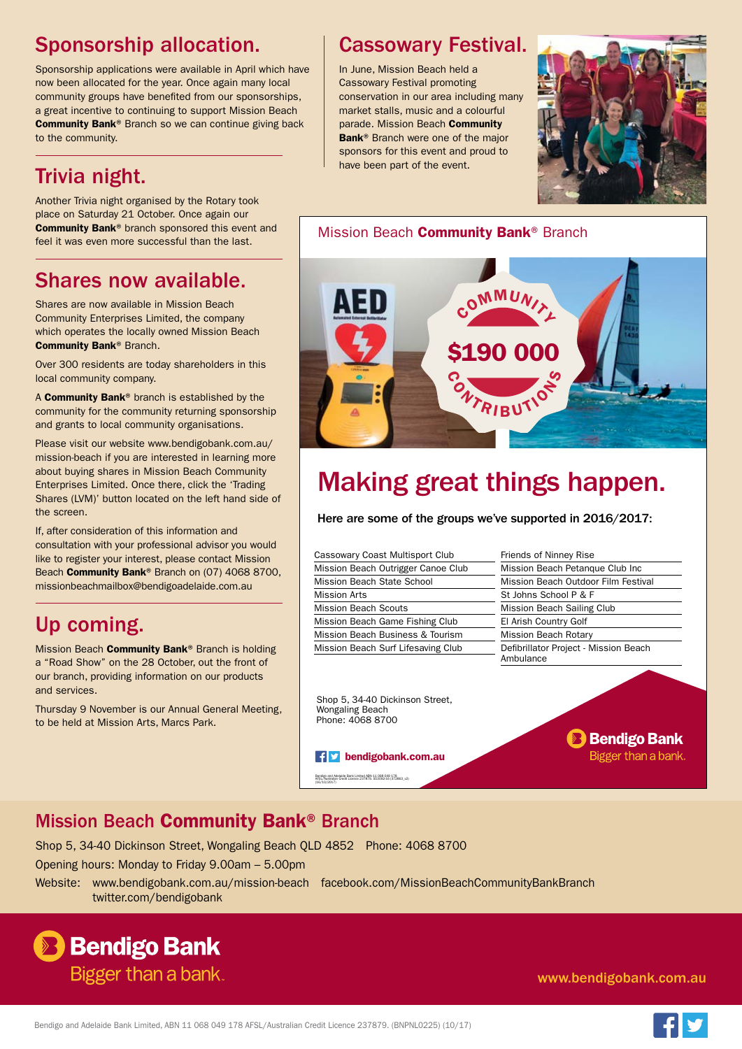## Sponsorship allocation.

Sponsorship applications were available in April which have now been allocated for the year. Once again many local community groups have benefited from our sponsorships, a great incentive to continuing to support Mission Beach **Community Bank**® Branch so we can continue giving back to the community.

## Trivia night.

Another Trivia night organised by the Rotary took place on Saturday 21 October. Once again our **Community Bank**® branch sponsored this event and feel it was even more successful than the last.

## Shares now available.

Shares are now available in Mission Beach Community Enterprises Limited, the company which operates the locally owned Mission Beach **Community Bank**® Branch.

Over 300 residents are today shareholders in this local community company.

A **Community Bank**® branch is established by the community for the community returning sponsorship and grants to local community organisations.

Please visit our website www.bendigobank.com.au/mission-beach if you are interested in learning more about buying shares in Mission Beach Community Enterprises Limited. Once there, click the 'Trading Shares (LVM)' button located on the left hand side of the screen.

If, after consideration of this information and consultation with your professional advisor you would like to register your interest, please contact Mission Beach **Community Bank**® Branch on (07) 4068 8700, missionbeachmailbox@bendigoadelaide.com.au

## Up coming.

Mission Beach **Community Bank**® Branch is holding a "Road Show" on the 28 October, out the front of our branch, providing information on our products and services.

Thursday 9 November is our Annual General Meeting, to be held at Mission Arts, Marcs Park.

## Cassowary Festival.

In June, Mission Beach held a Cassowary Festival promoting conservation in our area including many market stalls, music and a colourful parade. Mission Beach **Community Bank**® Branch were one of the major sponsors for this event and proud to have been part of the event.

Mission Beach **Community Bank**® Branch

COMMUNITY $190 000 CONTRIBUTIONS

## Making great things happen.

**Here are some of the groups we've supported in 2016/2017:**

| | |
|---|---|
| Cassowary Coast Multisport Club | Friends of Ninney Rise |
| Mission Beach Outrigger Canoe Club | Mission Beach Petanque Club Inc |
| Mission Beach State School | Mission Beach Outdoor Film Festival |
| Mission Arts | St Johns School P & F |
| Mission Beach Scouts | Mission Beach Sailing Club |
| Mission Beach Game Fishing Club | El Arish Country Golf |
| Mission Beach Business & Tourism | Mission Beach Rotary |
| Mission Beach Surf Lifesaving Club | Defibrillator Project - Mission Beach Ambulance |

Shop 5, 34-40 Dickinson Street,
Wongaling Beach
Phone: 4068 8700

bendigobank.com.au

Bendigo Bank
Bigger than a bank.

## Mission Beach **Community Bank**® Branch

Shop 5, 34-40 Dickinson Street, Wongaling Beach QLD 4852 Phone: 4068 8700

Opening hours: Monday to Friday 9.00am – 5.00pm

Website: www.bendigobank.com.au/mission-beach facebook.com/MissionBeachCommunityBankBranch twitter.com/bendigobank

Bendigo Bank
Bigger than a bank.

www.bendigobank.com.au

Bendigo and Adelaide Bank Limited, ABN 11 068 049 178 AFSL/Australian Credit Licence 237879. (BNPNL0225) (10/17)